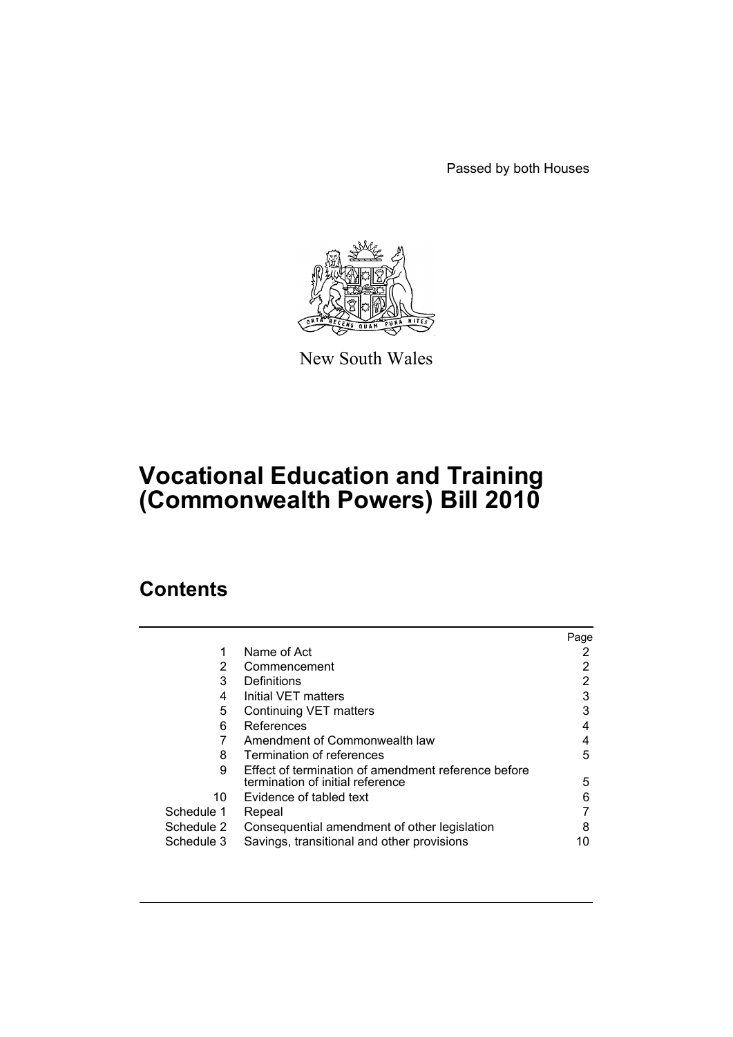Passed by both Houses

New South Wales

# Vocational Education and Training (Commonwealth Powers) Bill 2010

## Contents

| | | Page |
|---|---|---|
| 1 | Name of Act | 2 |
| 2 | Commencement | 2 |
| 3 | Definitions | 2 |
| 4 | Initial VET matters | 3 |
| 5 | Continuing VET matters | 3 |
| 6 | References | 4 |
| 7 | Amendment of Commonwealth law | 4 |
| 8 | Termination of references | 5 |
| 9 | Effect of termination of amendment reference before termination of initial reference | 5 |
| 10 | Evidence of tabled text | 6 |
| Schedule 1 | Repeal | 7 |
| Schedule 2 | Consequential amendment of other legislation | 8 |
| Schedule 3 | Savings, transitional and other provisions | 10 |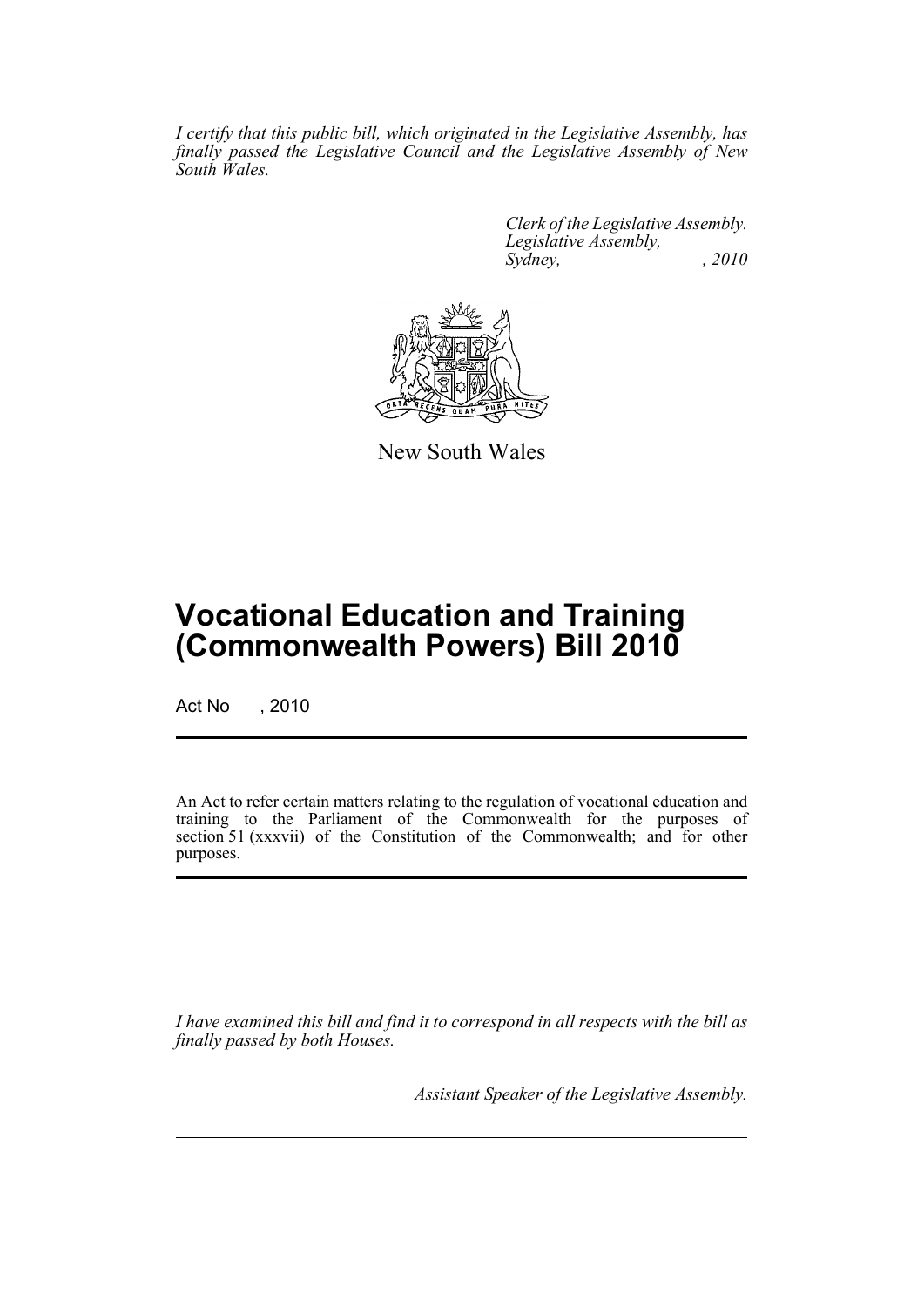*I certify that this public bill, which originated in the Legislative Assembly, has finally passed the Legislative Council and the Legislative Assembly of New South Wales.*

*Clerk of the Legislative Assembly.*
*Legislative Assembly,*
*Sydney, , 2010*

New South Wales

# Vocational Education and Training (Commonwealth Powers) Bill 2010

Act No , 2010

An Act to refer certain matters relating to the regulation of vocational education and training to the Parliament of the Commonwealth for the purposes of section 51 (xxxvii) of the Constitution of the Commonwealth; and for other purposes.

*I have examined this bill and find it to correspond in all respects with the bill as finally passed by both Houses.*

*Assistant Speaker of the Legislative Assembly.*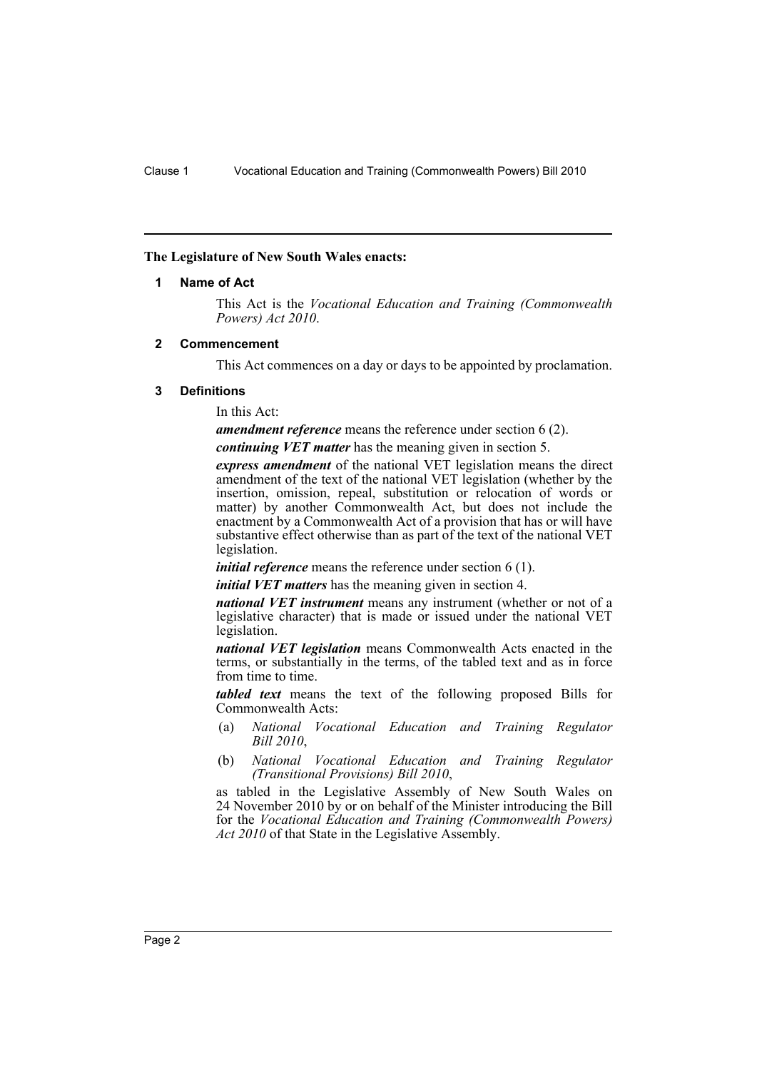**The Legislature of New South Wales enacts:**

### 1 Name of Act

This Act is the *Vocational Education and Training (Commonwealth Powers) Act 2010*.

### 2 Commencement

This Act commences on a day or days to be appointed by proclamation.

### 3 Definitions

In this Act:

***amendment reference*** means the reference under section 6 (2).

***continuing VET matter*** has the meaning given in section 5.

***express amendment*** of the national VET legislation means the direct amendment of the text of the national VET legislation (whether by the insertion, omission, repeal, substitution or relocation of words or matter) by another Commonwealth Act, but does not include the enactment by a Commonwealth Act of a provision that has or will have substantive effect otherwise than as part of the text of the national VET legislation.

***initial reference*** means the reference under section 6 (1).

***initial VET matters*** has the meaning given in section 4.

***national VET instrument*** means any instrument (whether or not of a legislative character) that is made or issued under the national VET legislation.

***national VET legislation*** means Commonwealth Acts enacted in the terms, or substantially in the terms, of the tabled text and as in force from time to time.

***tabled text*** means the text of the following proposed Bills for Commonwealth Acts:

(a) *National Vocational Education and Training Regulator Bill 2010*,

(b) *National Vocational Education and Training Regulator (Transitional Provisions) Bill 2010*,

as tabled in the Legislative Assembly of New South Wales on 24 November 2010 by or on behalf of the Minister introducing the Bill for the *Vocational Education and Training (Commonwealth Powers) Act 2010* of that State in the Legislative Assembly.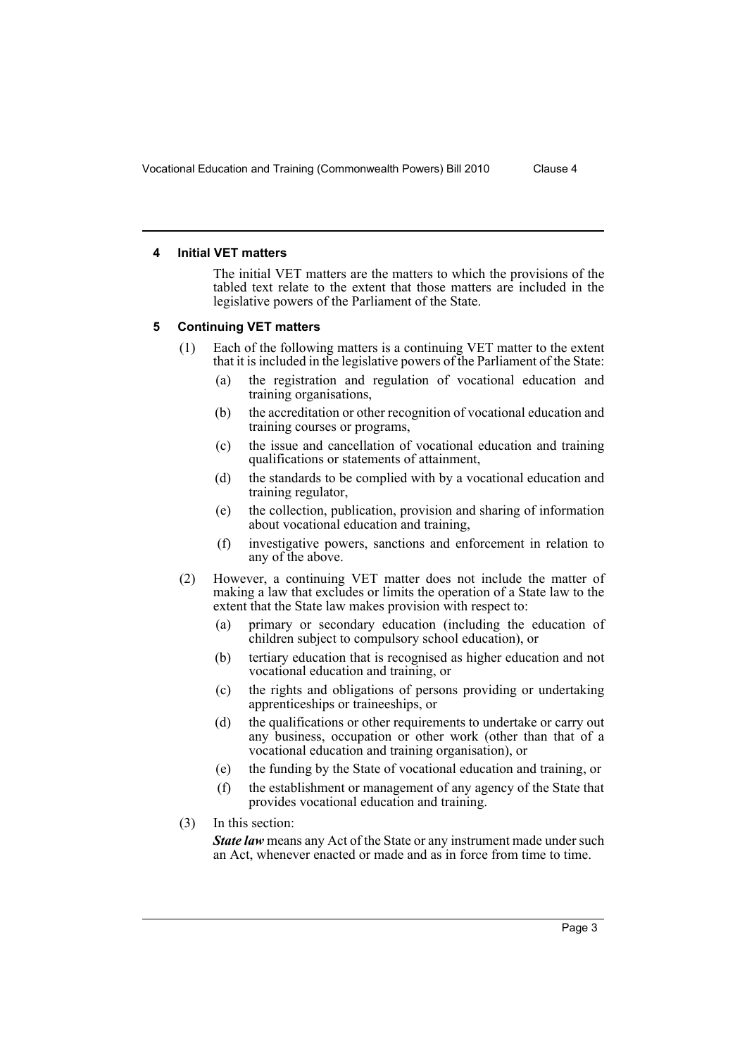#### 4 Initial VET matters

The initial VET matters are the matters to which the provisions of the tabled text relate to the extent that those matters are included in the legislative powers of the Parliament of the State.

#### 5 Continuing VET matters

(1) Each of the following matters is a continuing VET matter to the extent that it is included in the legislative powers of the Parliament of the State:

   (a) the registration and regulation of vocational education and training organisations,

   (b) the accreditation or other recognition of vocational education and training courses or programs,

   (c) the issue and cancellation of vocational education and training qualifications or statements of attainment,

   (d) the standards to be complied with by a vocational education and training regulator,

   (e) the collection, publication, provision and sharing of information about vocational education and training,

   (f) investigative powers, sanctions and enforcement in relation to any of the above.

(2) However, a continuing VET matter does not include the matter of making a law that excludes or limits the operation of a State law to the extent that the State law makes provision with respect to:

   (a) primary or secondary education (including the education of children subject to compulsory school education), or

   (b) tertiary education that is recognised as higher education and not vocational education and training, or

   (c) the rights and obligations of persons providing or undertaking apprenticeships or traineeships, or

   (d) the qualifications or other requirements to undertake or carry out any business, occupation or other work (other than that of a vocational education and training organisation), or

   (e) the funding by the State of vocational education and training, or

   (f) the establishment or management of any agency of the State that provides vocational education and training.

(3) In this section:

***State law*** means any Act of the State or any instrument made under such an Act, whenever enacted or made and as in force from time to time.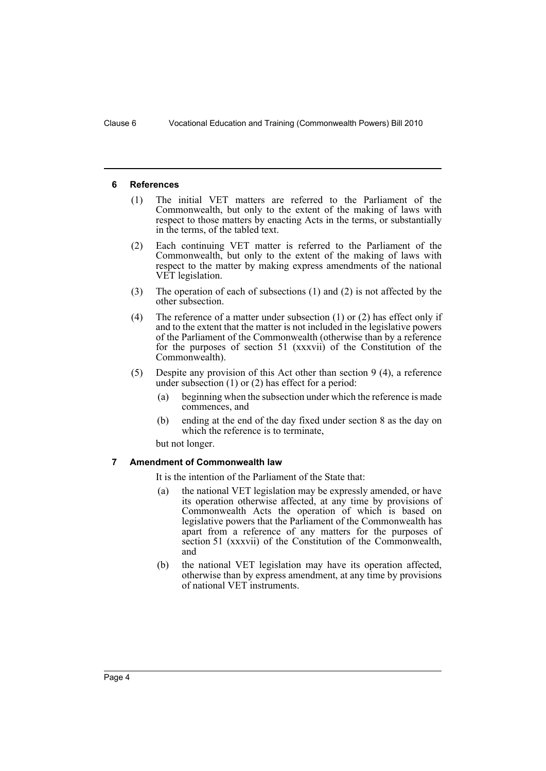#### 6 References

(1) The initial VET matters are referred to the Parliament of the Commonwealth, but only to the extent of the making of laws with respect to those matters by enacting Acts in the terms, or substantially in the terms, of the tabled text.

(2) Each continuing VET matter is referred to the Parliament of the Commonwealth, but only to the extent of the making of laws with respect to the matter by making express amendments of the national VET legislation.

(3) The operation of each of subsections (1) and (2) is not affected by the other subsection.

(4) The reference of a matter under subsection (1) or (2) has effect only if and to the extent that the matter is not included in the legislative powers of the Parliament of the Commonwealth (otherwise than by a reference for the purposes of section 51 (xxxvii) of the Constitution of the Commonwealth).

(5) Despite any provision of this Act other than section 9 (4), a reference under subsection (1) or (2) has effect for a period:

(a) beginning when the subsection under which the reference is made commences, and

(b) ending at the end of the day fixed under section 8 as the day on which the reference is to terminate,

but not longer.

#### 7 Amendment of Commonwealth law

It is the intention of the Parliament of the State that:

(a) the national VET legislation may be expressly amended, or have its operation otherwise affected, at any time by provisions of Commonwealth Acts the operation of which is based on legislative powers that the Parliament of the Commonwealth has apart from a reference of any matters for the purposes of section 51 (xxxvii) of the Constitution of the Commonwealth, and

(b) the national VET legislation may have its operation affected, otherwise than by express amendment, at any time by provisions of national VET instruments.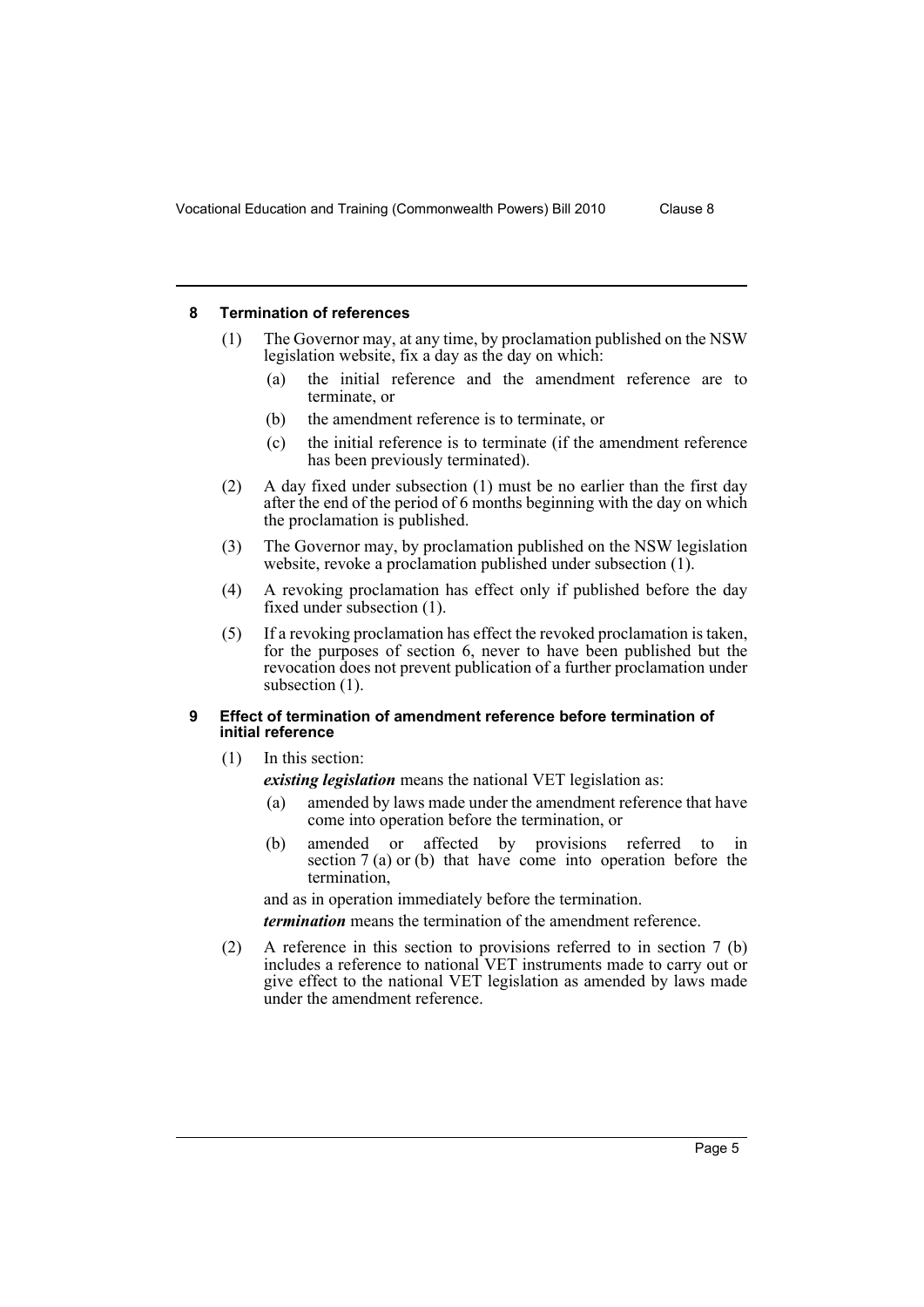## 8 Termination of references

(1) The Governor may, at any time, by proclamation published on the NSW legislation website, fix a day as the day on which:

- (a) the initial reference and the amendment reference are to terminate, or
- (b) the amendment reference is to terminate, or
- (c) the initial reference is to terminate (if the amendment reference has been previously terminated).

(2) A day fixed under subsection (1) must be no earlier than the first day after the end of the period of 6 months beginning with the day on which the proclamation is published.

(3) The Governor may, by proclamation published on the NSW legislation website, revoke a proclamation published under subsection (1).

(4) A revoking proclamation has effect only if published before the day fixed under subsection (1).

(5) If a revoking proclamation has effect the revoked proclamation is taken, for the purposes of section 6, never to have been published but the revocation does not prevent publication of a further proclamation under subsection (1).

## 9 Effect of termination of amendment reference before termination of initial reference

(1) In this section:

***existing legislation*** means the national VET legislation as:

- (a) amended by laws made under the amendment reference that have come into operation before the termination, or
- (b) amended or affected by provisions referred to in section 7 (a) or (b) that have come into operation before the termination,

and as in operation immediately before the termination.

***termination*** means the termination of the amendment reference.

(2) A reference in this section to provisions referred to in section 7 (b) includes a reference to national VET instruments made to carry out or give effect to the national VET legislation as amended by laws made under the amendment reference.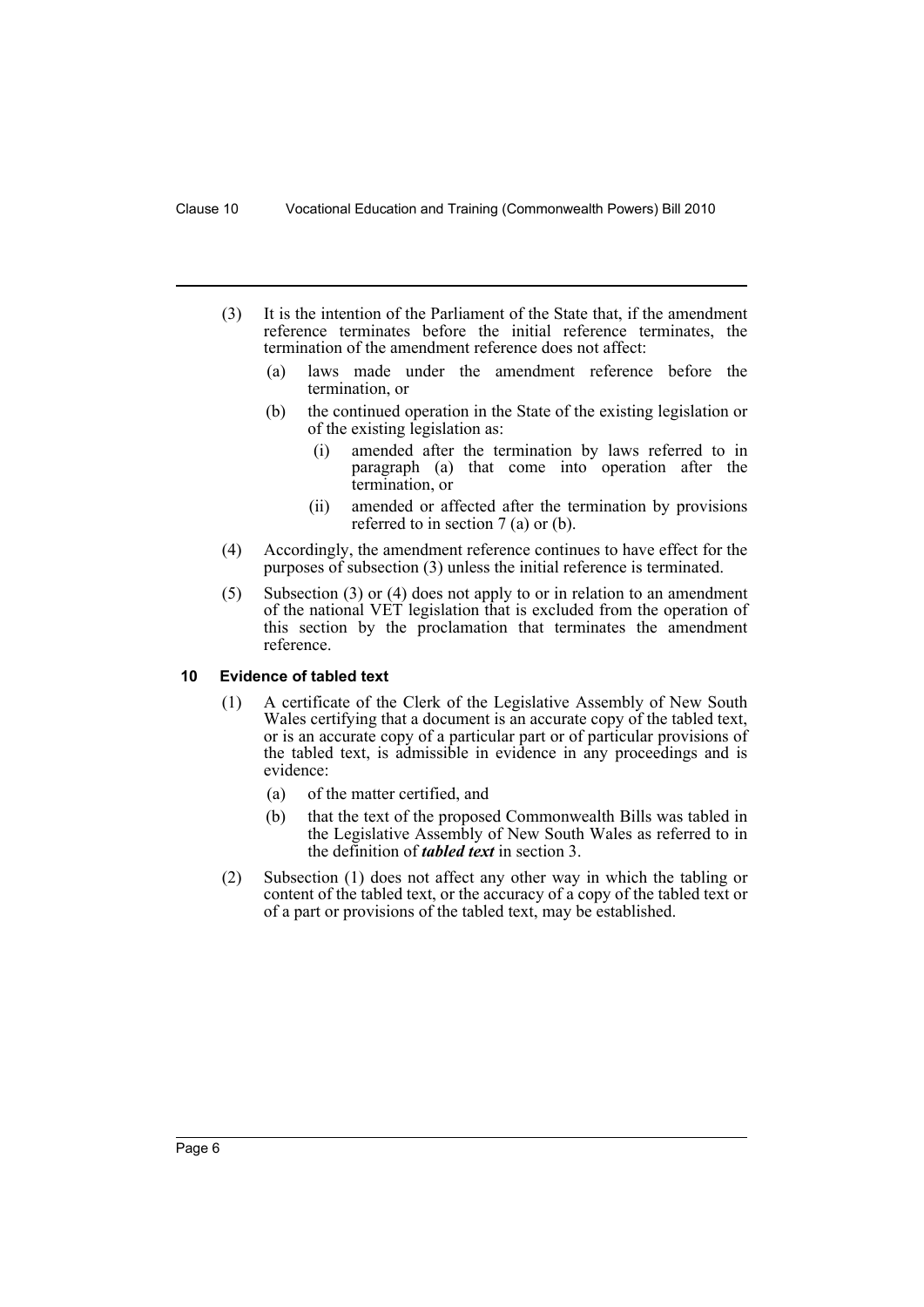(3) It is the intention of the Parliament of the State that, if the amendment reference terminates before the initial reference terminates, the termination of the amendment reference does not affect:

   (a) laws made under the amendment reference before the termination, or

   (b) the continued operation in the State of the existing legislation or of the existing legislation as:

      (i) amended after the termination by laws referred to in paragraph (a) that come into operation after the termination, or

      (ii) amended or affected after the termination by provisions referred to in section 7 (a) or (b).

(4) Accordingly, the amendment reference continues to have effect for the purposes of subsection (3) unless the initial reference is terminated.

(5) Subsection (3) or (4) does not apply to or in relation to an amendment of the national VET legislation that is excluded from the operation of this section by the proclamation that terminates the amendment reference.

### 10 Evidence of tabled text

(1) A certificate of the Clerk of the Legislative Assembly of New South Wales certifying that a document is an accurate copy of the tabled text, or is an accurate copy of a particular part or of particular provisions of the tabled text, is admissible in evidence in any proceedings and is evidence:

   (a) of the matter certified, and

   (b) that the text of the proposed Commonwealth Bills was tabled in the Legislative Assembly of New South Wales as referred to in the definition of ***tabled text*** in section 3.

(2) Subsection (1) does not affect any other way in which the tabling or content of the tabled text, or the accuracy of a copy of the tabled text or of a part or provisions of the tabled text, may be established.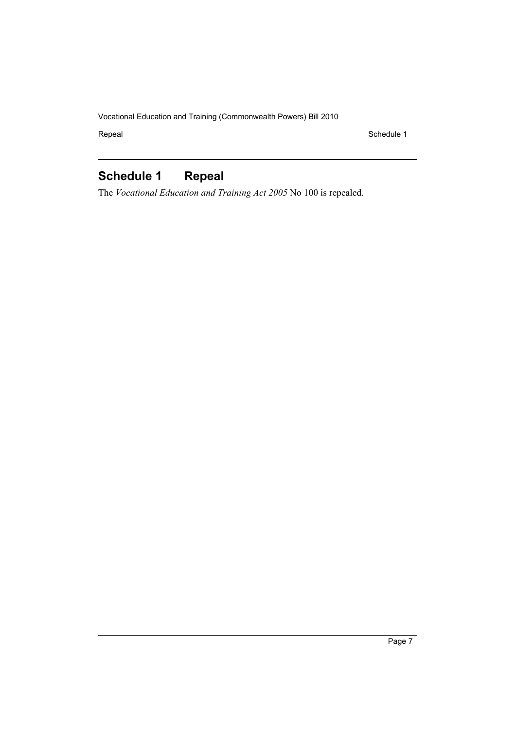# Schedule 1 Repeal

The *Vocational Education and Training Act 2005* No 100 is repealed.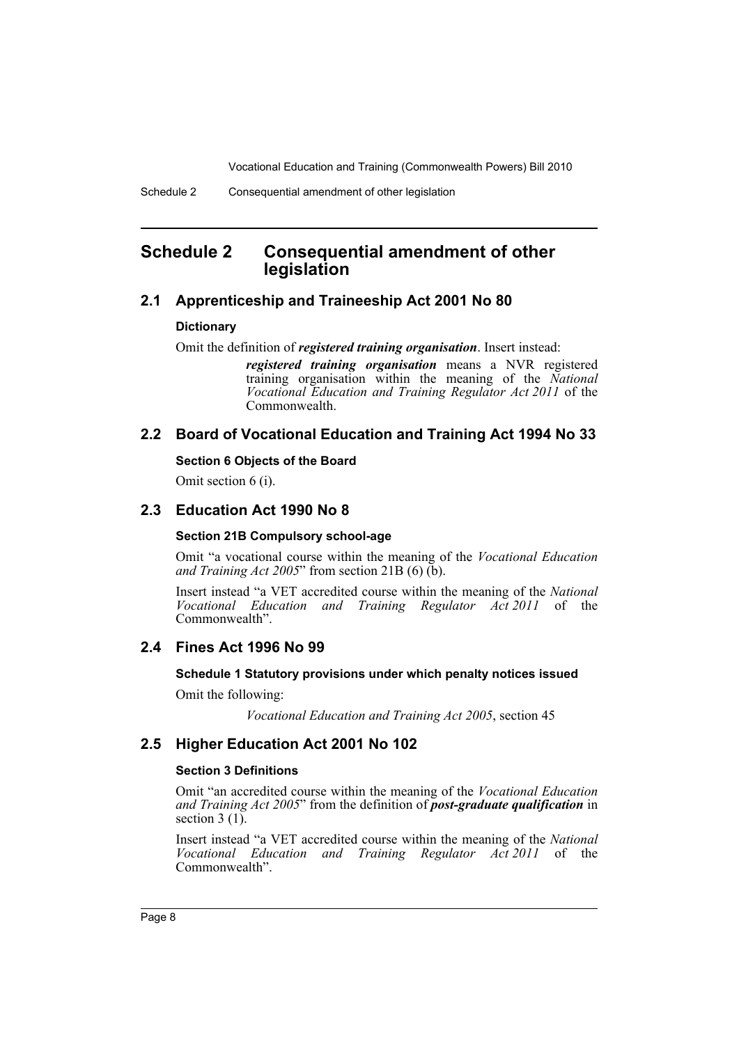# Schedule 2 Consequential amendment of other legislation

## 2.1 Apprenticeship and Traineeship Act 2001 No 80

**Dictionary**

Omit the definition of ***registered training organisation***. Insert instead:

> ***registered training organisation*** means a NVR registered training organisation within the meaning of the *National Vocational Education and Training Regulator Act 2011* of the Commonwealth.

## 2.2 Board of Vocational Education and Training Act 1994 No 33

**Section 6 Objects of the Board**

Omit section 6 (i).

## 2.3 Education Act 1990 No 8

**Section 21B Compulsory school-age**

Omit "a vocational course within the meaning of the *Vocational Education and Training Act 2005*" from section 21B (6) (b).

Insert instead "a VET accredited course within the meaning of the *National Vocational Education and Training Regulator Act 2011* of the Commonwealth".

## 2.4 Fines Act 1996 No 99

**Schedule 1 Statutory provisions under which penalty notices issued**

Omit the following:

> *Vocational Education and Training Act 2005*, section 45

## 2.5 Higher Education Act 2001 No 102

**Section 3 Definitions**

Omit "an accredited course within the meaning of the *Vocational Education and Training Act 2005*" from the definition of ***post-graduate qualification*** in section 3 (1).

Insert instead "a VET accredited course within the meaning of the *National Vocational Education and Training Regulator Act 2011* of the Commonwealth".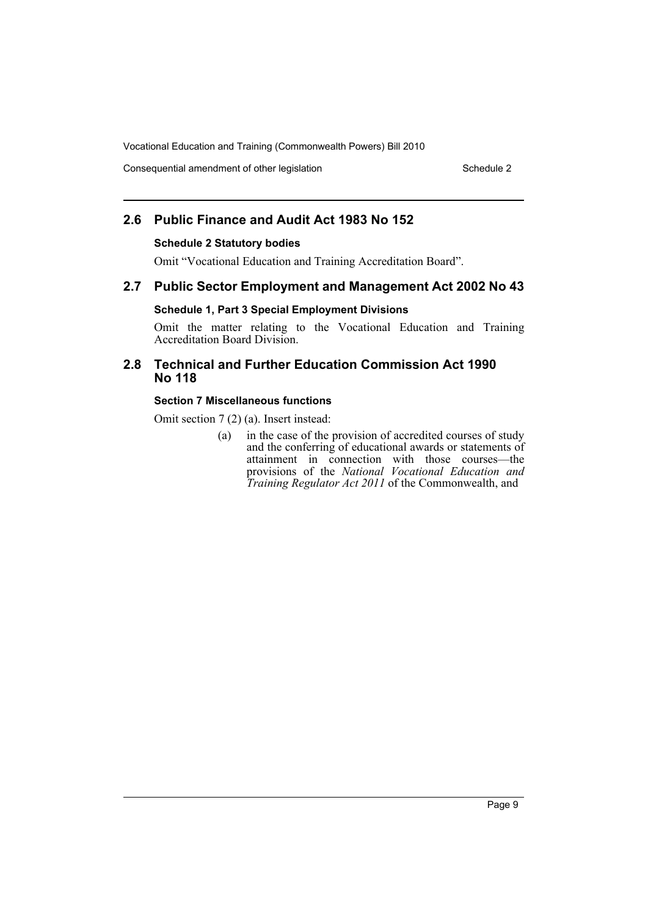## 2.6 Public Finance and Audit Act 1983 No 152

### Schedule 2 Statutory bodies

Omit "Vocational Education and Training Accreditation Board".

## 2.7 Public Sector Employment and Management Act 2002 No 43

### Schedule 1, Part 3 Special Employment Divisions

Omit the matter relating to the Vocational Education and Training Accreditation Board Division.

## 2.8 Technical and Further Education Commission Act 1990 No 118

### Section 7 Miscellaneous functions

Omit section 7 (2) (a). Insert instead:

(a) in the case of the provision of accredited courses of study and the conferring of educational awards or statements of attainment in connection with those courses—the provisions of the *National Vocational Education and Training Regulator Act 2011* of the Commonwealth, and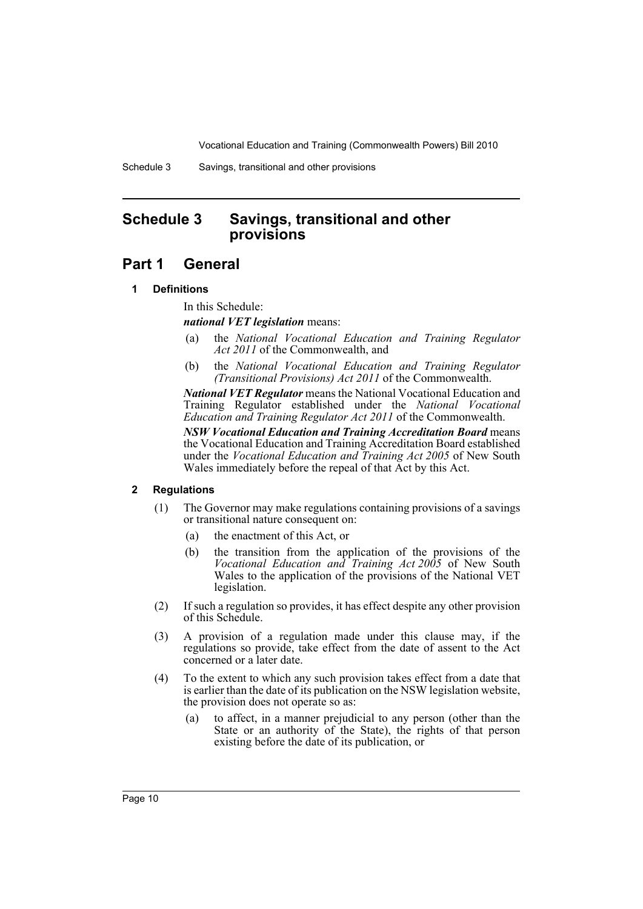# Schedule 3 Savings, transitional and other provisions

## Part 1 General

### 1 Definitions

In this Schedule:

***national VET legislation*** means:

(a) the *National Vocational Education and Training Regulator Act 2011* of the Commonwealth, and

(b) the *National Vocational Education and Training Regulator (Transitional Provisions) Act 2011* of the Commonwealth.

***National VET Regulator*** means the National Vocational Education and Training Regulator established under the *National Vocational Education and Training Regulator Act 2011* of the Commonwealth.

***NSW Vocational Education and Training Accreditation Board*** means the Vocational Education and Training Accreditation Board established under the *Vocational Education and Training Act 2005* of New South Wales immediately before the repeal of that Act by this Act.

### 2 Regulations

(1) The Governor may make regulations containing provisions of a savings or transitional nature consequent on:

(a) the enactment of this Act, or

(b) the transition from the application of the provisions of the *Vocational Education and Training Act 2005* of New South Wales to the application of the provisions of the National VET legislation.

(2) If such a regulation so provides, it has effect despite any other provision of this Schedule.

(3) A provision of a regulation made under this clause may, if the regulations so provide, take effect from the date of assent to the Act concerned or a later date.

(4) To the extent to which any such provision takes effect from a date that is earlier than the date of its publication on the NSW legislation website, the provision does not operate so as:

(a) to affect, in a manner prejudicial to any person (other than the State or an authority of the State), the rights of that person existing before the date of its publication, or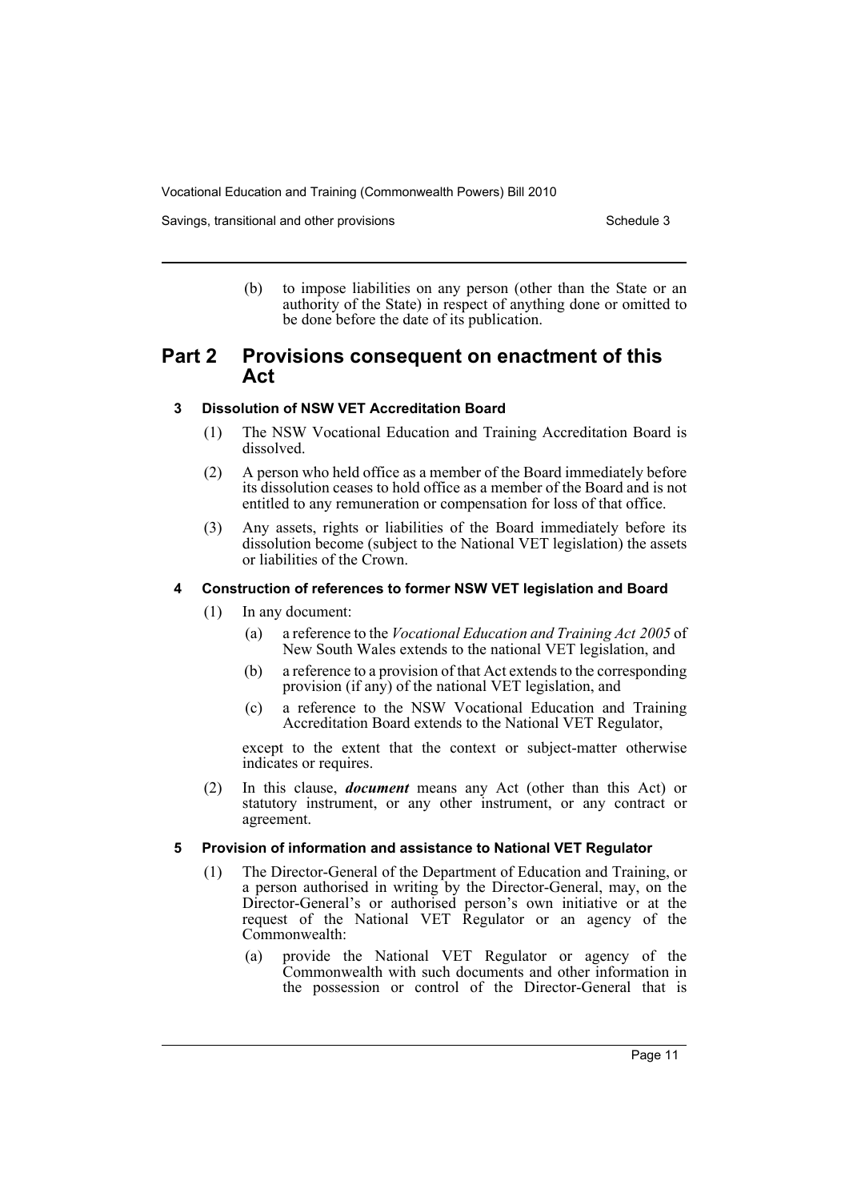(b) to impose liabilities on any person (other than the State or an authority of the State) in respect of anything done or omitted to be done before the date of its publication.

## Part 2 Provisions consequent on enactment of this Act

### 3 Dissolution of NSW VET Accreditation Board

(1) The NSW Vocational Education and Training Accreditation Board is dissolved.

(2) A person who held office as a member of the Board immediately before its dissolution ceases to hold office as a member of the Board and is not entitled to any remuneration or compensation for loss of that office.

(3) Any assets, rights or liabilities of the Board immediately before its dissolution become (subject to the National VET legislation) the assets or liabilities of the Crown.

### 4 Construction of references to former NSW VET legislation and Board

(1) In any document:

- (a) a reference to the *Vocational Education and Training Act 2005* of New South Wales extends to the national VET legislation, and
- (b) a reference to a provision of that Act extends to the corresponding provision (if any) of the national VET legislation, and
- (c) a reference to the NSW Vocational Education and Training Accreditation Board extends to the National VET Regulator,

except to the extent that the context or subject-matter otherwise indicates or requires.

(2) In this clause, ***document*** means any Act (other than this Act) or statutory instrument, or any other instrument, or any contract or agreement.

### 5 Provision of information and assistance to National VET Regulator

(1) The Director-General of the Department of Education and Training, or a person authorised in writing by the Director-General, may, on the Director-General's or authorised person's own initiative or at the request of the National VET Regulator or an agency of the Commonwealth:

- (a) provide the National VET Regulator or agency of the Commonwealth with such documents and other information in the possession or control of the Director-General that is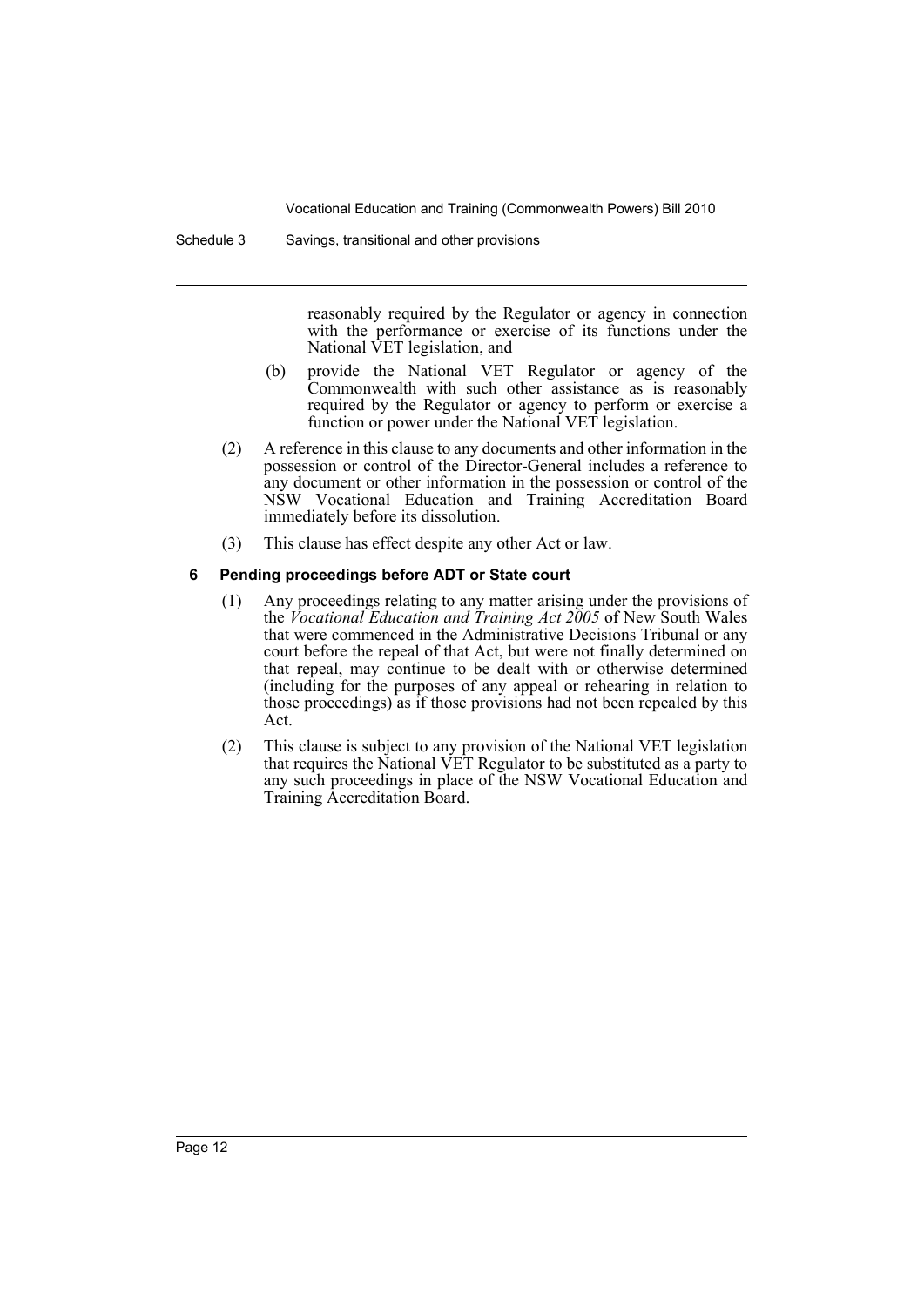reasonably required by the Regulator or agency in connection with the performance or exercise of its functions under the National VET legislation, and

(b) provide the National VET Regulator or agency of the Commonwealth with such other assistance as is reasonably required by the Regulator or agency to perform or exercise a function or power under the National VET legislation.

(2) A reference in this clause to any documents and other information in the possession or control of the Director-General includes a reference to any document or other information in the possession or control of the NSW Vocational Education and Training Accreditation Board immediately before its dissolution.

(3) This clause has effect despite any other Act or law.

#### 6 Pending proceedings before ADT or State court

(1) Any proceedings relating to any matter arising under the provisions of the *Vocational Education and Training Act 2005* of New South Wales that were commenced in the Administrative Decisions Tribunal or any court before the repeal of that Act, but were not finally determined on that repeal, may continue to be dealt with or otherwise determined (including for the purposes of any appeal or rehearing in relation to those proceedings) as if those provisions had not been repealed by this Act.

(2) This clause is subject to any provision of the National VET legislation that requires the National VET Regulator to be substituted as a party to any such proceedings in place of the NSW Vocational Education and Training Accreditation Board.